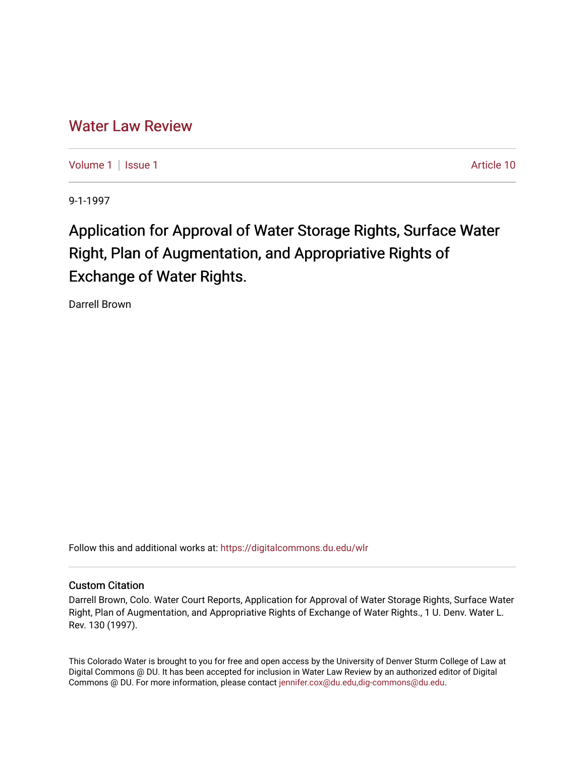# Water Law Review

Volume 1 | Issue 1 Article 10

9-1-1997

## Application for Approval of Water Storage Rights, Surface Water Right, Plan of Augmentation, and Appropriative Rights of Exchange of Water Rights.

Darrell Brown

Follow this and additional works at: https://digitalcommons.du.edu/wlr

### Custom Citation

Darrell Brown, Colo. Water Court Reports, Application for Approval of Water Storage Rights, Surface Water Right, Plan of Augmentation, and Appropriative Rights of Exchange of Water Rights., 1 U. Denv. Water L. Rev. 130 (1997).

This Colorado Water is brought to you for free and open access by the University of Denver Sturm College of Law at Digital Commons @ DU. It has been accepted for inclusion in Water Law Review by an authorized editor of Digital Commons @ DU. For more information, please contact jennifer.cox@du.edu,dig-commons@du.edu.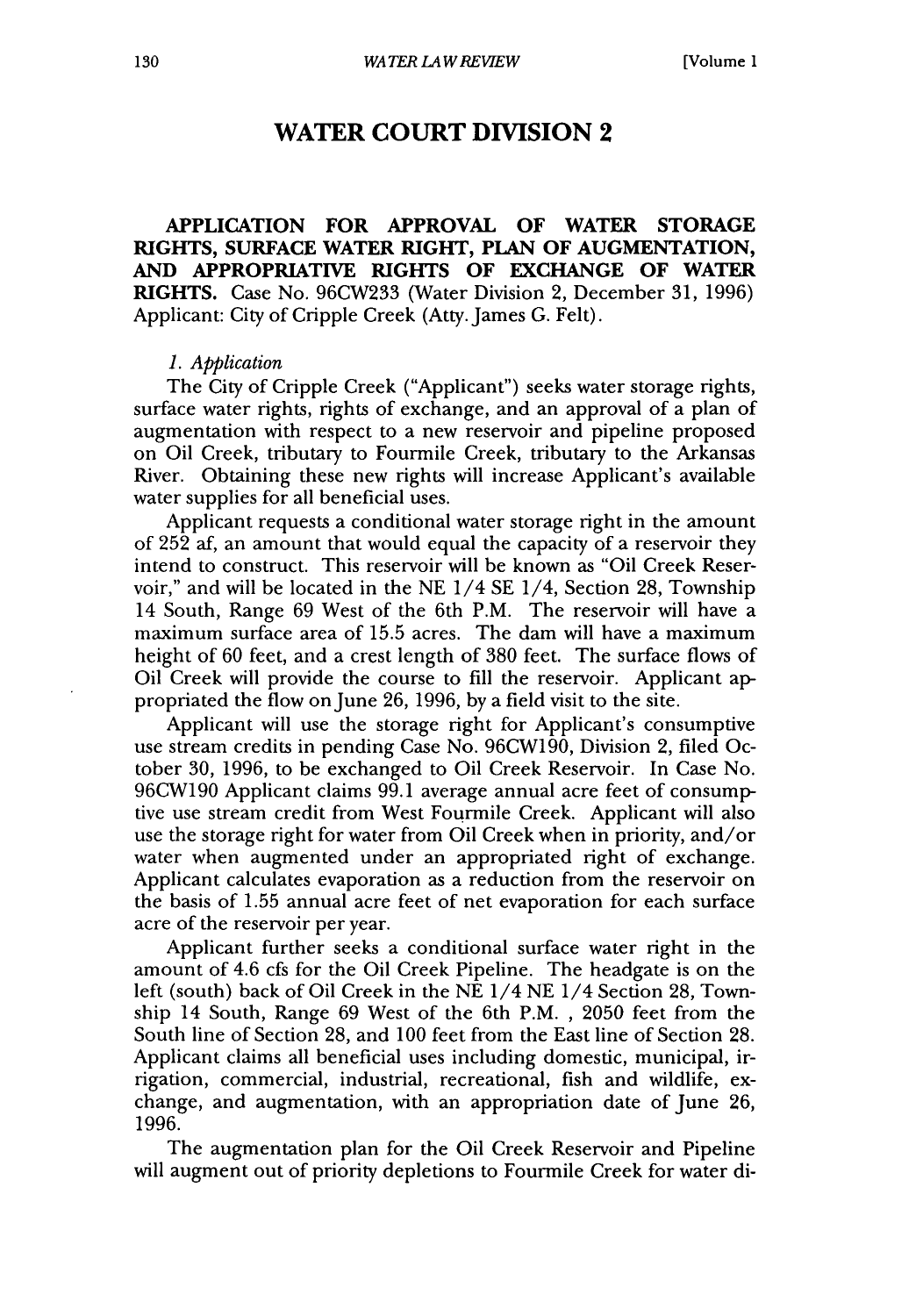## WATER COURT DIVISION 2

**APPLICATION FOR APPROVAL OF WATER STORAGE RIGHTS, SURFACE WATER RIGHT, PLAN OF AUGMENTATION, AND APPROPRIATIVE RIGHTS OF EXCHANGE OF WATER RIGHTS.** Case No. 96CW233 (Water Division 2, December 31, 1996) Applicant: City of Cripple Creek (Atty. James G. Felt).

*1. Application*

The City of Cripple Creek ("Applicant") seeks water storage rights, surface water rights, rights of exchange, and an approval of a plan of augmentation with respect to a new reservoir and pipeline proposed on Oil Creek, tributary to Fourmile Creek, tributary to the Arkansas River. Obtaining these new rights will increase Applicant's available water supplies for all beneficial uses.

Applicant requests a conditional water storage right in the amount of 252 af, an amount that would equal the capacity of a reservoir they intend to construct. This reservoir will be known as "Oil Creek Reservoir," and will be located in the NE 1/4 SE 1/4, Section 28, Township 14 South, Range 69 West of the 6th P.M. The reservoir will have a maximum surface area of 15.5 acres. The dam will have a maximum height of 60 feet, and a crest length of 380 feet. The surface flows of Oil Creek will provide the course to fill the reservoir. Applicant appropriated the flow on June 26, 1996, by a field visit to the site.

Applicant will use the storage right for Applicant's consumptive use stream credits in pending Case No. 96CW190, Division 2, filed October 30, 1996, to be exchanged to Oil Creek Reservoir. In Case No. 96CW190 Applicant claims 99.1 average annual acre feet of consumptive use stream credit from West Fourmile Creek. Applicant will also use the storage right for water from Oil Creek when in priority, and/or water when augmented under an appropriated right of exchange. Applicant calculates evaporation as a reduction from the reservoir on the basis of 1.55 annual acre feet of net evaporation for each surface acre of the reservoir per year.

Applicant further seeks a conditional surface water right in the amount of 4.6 cfs for the Oil Creek Pipeline. The headgate is on the left (south) back of Oil Creek in the NE 1/4 NE 1/4 Section 28, Township 14 South, Range 69 West of the 6th P.M. , 2050 feet from the South line of Section 28, and 100 feet from the East line of Section 28. Applicant claims all beneficial uses including domestic, municipal, irrigation, commercial, industrial, recreational, fish and wildlife, exchange, and augmentation, with an appropriation date of June 26, 1996.

The augmentation plan for the Oil Creek Reservoir and Pipeline will augment out of priority depletions to Fourmile Creek for water di-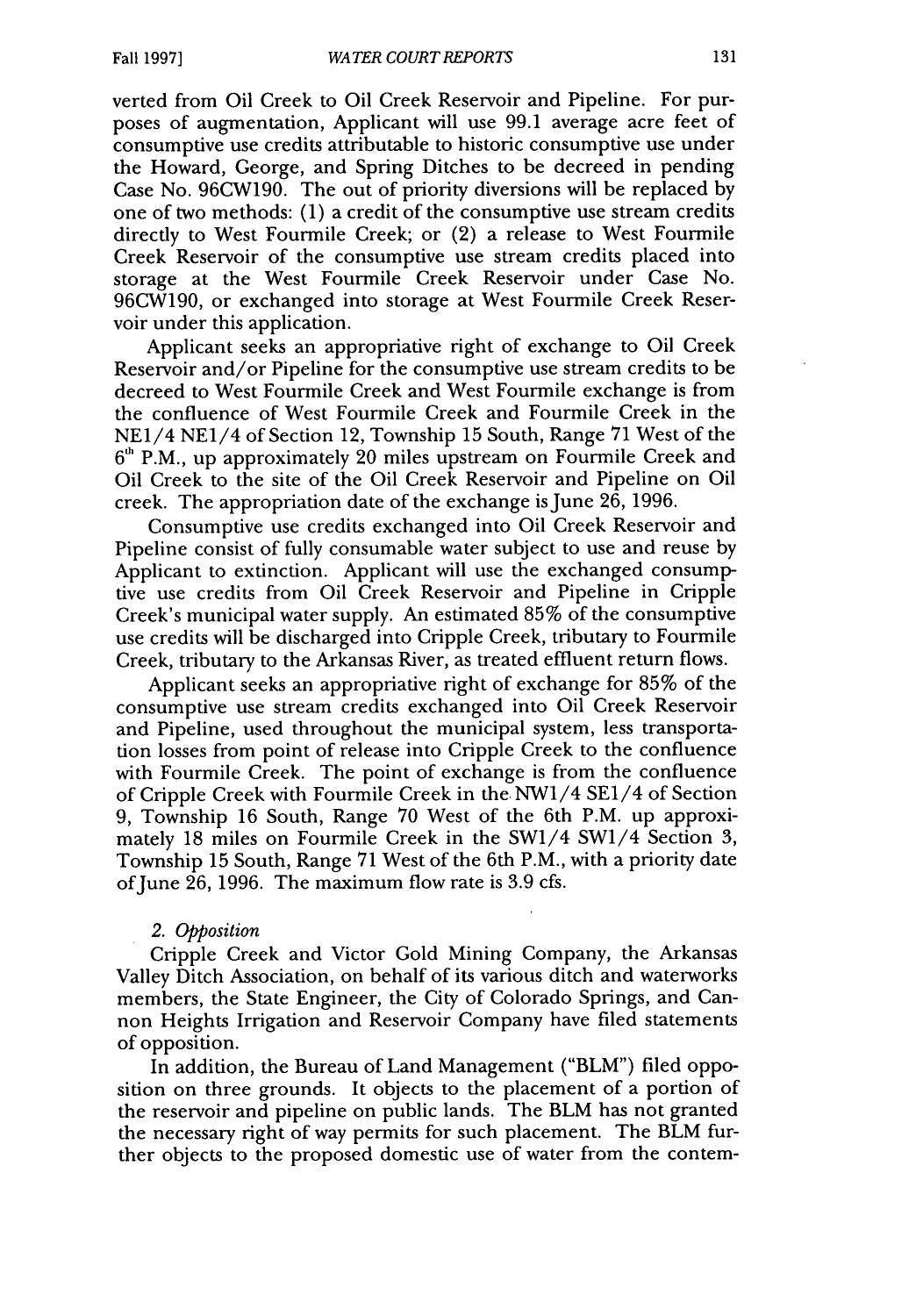verted from Oil Creek to Oil Creek Reservoir and Pipeline. For purposes of augmentation, Applicant will use 99.1 average acre feet of consumptive use credits attributable to historic consumptive use under the Howard, George, and Spring Ditches to be decreed in pending Case No. 96CW190. The out of priority diversions will be replaced by one of two methods: (1) a credit of the consumptive use stream credits directly to West Fourmile Creek; or (2) a release to West Fourmile Creek Reservoir of the consumptive use stream credits placed into storage at the West Fourmile Creek Reservoir under Case No. 96CW190, or exchanged into storage at West Fourmile Creek Reservoir under this application.

Applicant seeks an appropriative right of exchange to Oil Creek Reservoir and/or Pipeline for the consumptive use stream credits to be decreed to West Fourmile Creek and West Fourmile exchange is from the confluence of West Fourmile Creek and Fourmile Creek in the NE1/4 NE1/4 of Section 12, Township 15 South, Range 71 West of the 6th P.M., up approximately 20 miles upstream on Fourmile Creek and Oil Creek to the site of the Oil Creek Reservoir and Pipeline on Oil creek. The appropriation date of the exchange is June 26, 1996.

Consumptive use credits exchanged into Oil Creek Reservoir and Pipeline consist of fully consumable water subject to use and reuse by Applicant to extinction. Applicant will use the exchanged consumptive use credits from Oil Creek Reservoir and Pipeline in Cripple Creek's municipal water supply. An estimated 85% of the consumptive use credits will be discharged into Cripple Creek, tributary to Fourmile Creek, tributary to the Arkansas River, as treated effluent return flows.

Applicant seeks an appropriative right of exchange for 85% of the consumptive use stream credits exchanged into Oil Creek Reservoir and Pipeline, used throughout the municipal system, less transportation losses from point of release into Cripple Creek to the confluence with Fourmile Creek. The point of exchange is from the confluence of Cripple Creek with Fourmile Creek in the NW1/4 SE1/4 of Section 9, Township 16 South, Range 70 West of the 6th P.M. up approximately 18 miles on Fourmile Creek in the SW1/4 SW1/4 Section 3, Township 15 South, Range 71 West of the 6th P.M., with a priority date of June 26, 1996. The maximum flow rate is 3.9 cfs.

*2. Opposition*

Cripple Creek and Victor Gold Mining Company, the Arkansas Valley Ditch Association, on behalf of its various ditch and waterworks members, the State Engineer, the City of Colorado Springs, and Cannon Heights Irrigation and Reservoir Company have filed statements of opposition.

In addition, the Bureau of Land Management ("BLM") filed opposition on three grounds. It objects to the placement of a portion of the reservoir and pipeline on public lands. The BLM has not granted the necessary right of way permits for such placement. The BLM further objects to the proposed domestic use of water from the contem-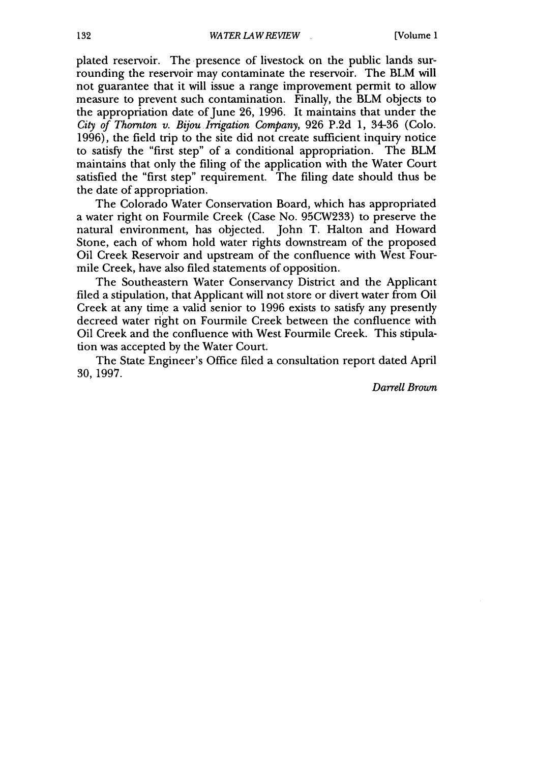plated reservoir. The presence of livestock on the public lands surrounding the reservoir may contaminate the reservoir. The BLM will not guarantee that it will issue a range improvement permit to allow measure to prevent such contamination. Finally, the BLM objects to the appropriation date of June 26, 1996. It maintains that under the *City of Thornton v. Bijou Irrigation Company*, 926 P.2d 1, 34-36 (Colo. 1996), the field trip to the site did not create sufficient inquiry notice to satisfy the "first step" of a conditional appropriation. The BLM maintains that only the filing of the application with the Water Court satisfied the "first step" requirement. The filing date should thus be the date of appropriation.

The Colorado Water Conservation Board, which has appropriated a water right on Fourmile Creek (Case No. 95CW233) to preserve the natural environment, has objected. John T. Halton and Howard Stone, each of whom hold water rights downstream of the proposed Oil Creek Reservoir and upstream of the confluence with West Fourmile Creek, have also filed statements of opposition.

The Southeastern Water Conservancy District and the Applicant filed a stipulation, that Applicant will not store or divert water from Oil Creek at any time a valid senior to 1996 exists to satisfy any presently decreed water right on Fourmile Creek between the confluence with Oil Creek and the confluence with West Fourmile Creek. This stipulation was accepted by the Water Court.

The State Engineer's Office filed a consultation report dated April 30, 1997.

*Darrell Brown*